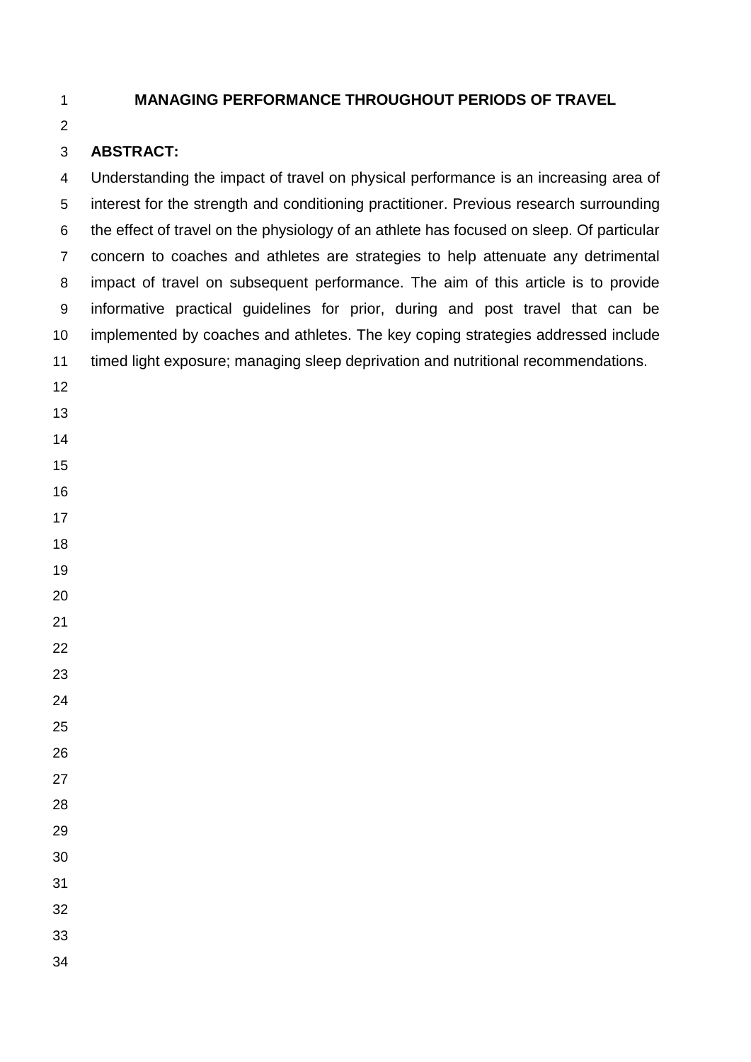# MANAGING PERFORMANCE THROUGHOUT PERIODS OF TRAVEL

## ABSTRACT:

Understanding the impact of travel on physical performance is an increasing area of interest for the strength and conditioning practitioner. Previous research surrounding the effect of travel on the physiology of an athlete has focused on sleep. Of particular concern to coaches and athletes are strategies to help attenuate any detrimental impact of travel on subsequent performance. The aim of this article is to provide informative practical guidelines for prior, during and post travel that can be implemented by coaches and athletes. The key coping strategies addressed include timed light exposure; managing sleep deprivation and nutritional recommendations.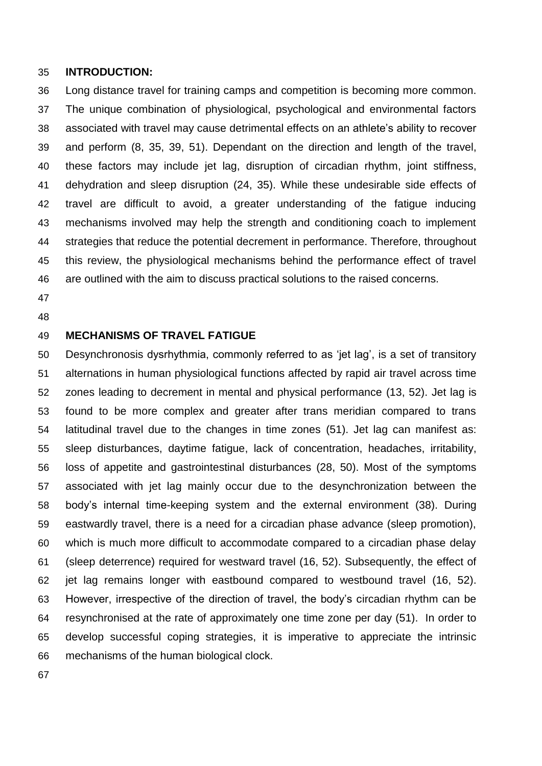## INTRODUCTION:

Long distance travel for training camps and competition is becoming more common. The unique combination of physiological, psychological and environmental factors associated with travel may cause detrimental effects on an athlete's ability to recover and perform (8, 35, 39, 51). Dependant on the direction and length of the travel, these factors may include jet lag, disruption of circadian rhythm, joint stiffness, dehydration and sleep disruption (24, 35). While these undesirable side effects of travel are difficult to avoid, a greater understanding of the fatigue inducing mechanisms involved may help the strength and conditioning coach to implement strategies that reduce the potential decrement in performance. Therefore, throughout this review, the physiological mechanisms behind the performance effect of travel are outlined with the aim to discuss practical solutions to the raised concerns.

## MECHANISMS OF TRAVEL FATIGUE

Desynchronosis dysrhythmia, commonly referred to as 'jet lag', is a set of transitory alternations in human physiological functions affected by rapid air travel across time zones leading to decrement in mental and physical performance (13, 52). Jet lag is found to be more complex and greater after trans meridian compared to trans latitudinal travel due to the changes in time zones (51). Jet lag can manifest as: sleep disturbances, daytime fatigue, lack of concentration, headaches, irritability, loss of appetite and gastrointestinal disturbances (28, 50). Most of the symptoms associated with jet lag mainly occur due to the desynchronization between the body's internal time-keeping system and the external environment (38). During eastwardly travel, there is a need for a circadian phase advance (sleep promotion), which is much more difficult to accommodate compared to a circadian phase delay (sleep deterrence) required for westward travel (16, 52). Subsequently, the effect of jet lag remains longer with eastbound compared to westbound travel (16, 52). However, irrespective of the direction of travel, the body's circadian rhythm can be resynchronised at the rate of approximately one time zone per day (51). In order to develop successful coping strategies, it is imperative to appreciate the intrinsic mechanisms of the human biological clock.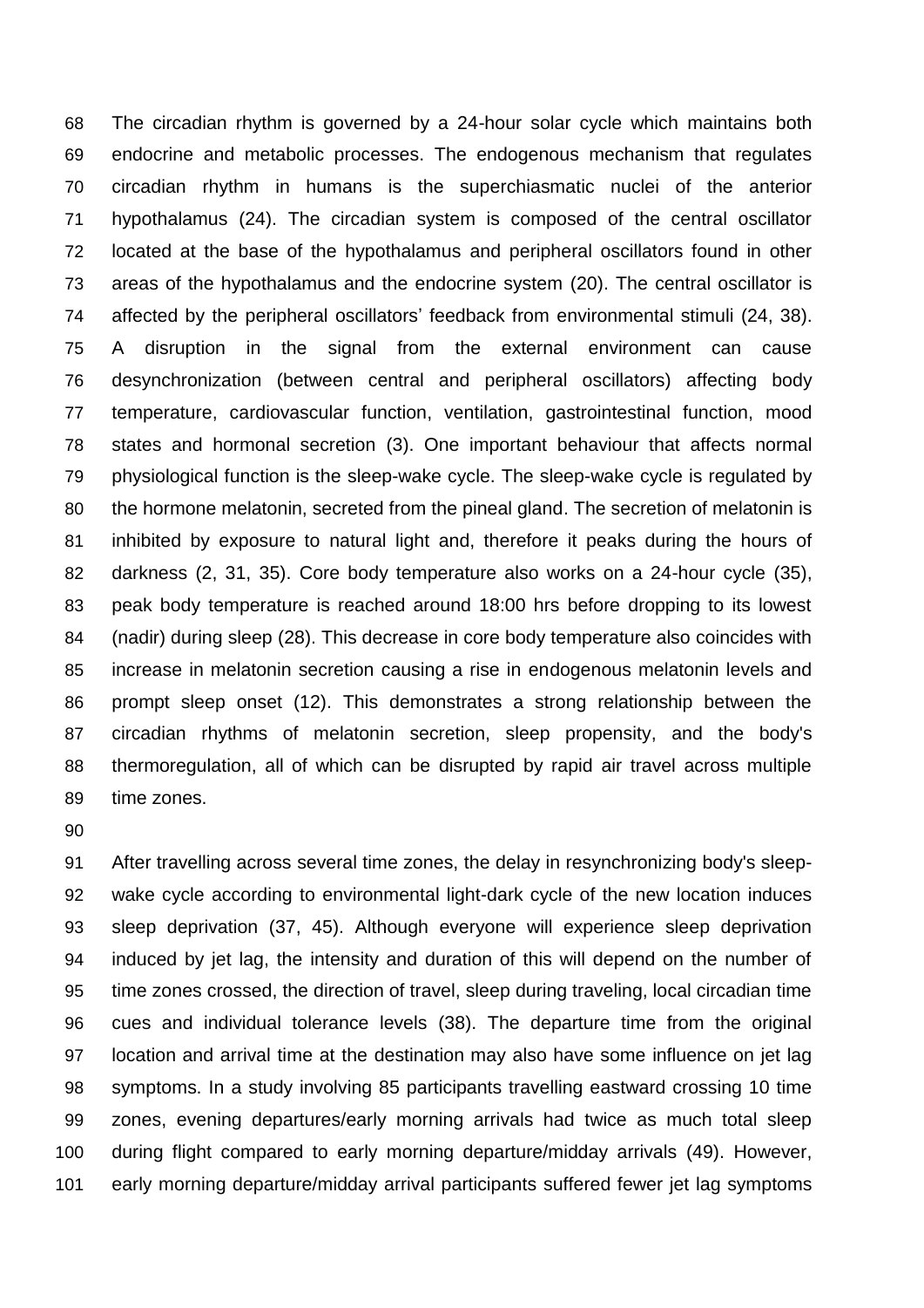The circadian rhythm is governed by a 24-hour solar cycle which maintains both endocrine and metabolic processes. The endogenous mechanism that regulates circadian rhythm in humans is the superchiasmatic nuclei of the anterior hypothalamus (24). The circadian system is composed of the central oscillator located at the base of the hypothalamus and peripheral oscillators found in other areas of the hypothalamus and the endocrine system (20). The central oscillator is affected by the peripheral oscillators' feedback from environmental stimuli (24, 38). A disruption in the signal from the external environment can cause desynchronization (between central and peripheral oscillators) affecting body temperature, cardiovascular function, ventilation, gastrointestinal function, mood states and hormonal secretion (3). One important behaviour that affects normal physiological function is the sleep-wake cycle. The sleep-wake cycle is regulated by the hormone melatonin, secreted from the pineal gland. The secretion of melatonin is inhibited by exposure to natural light and, therefore it peaks during the hours of darkness (2, 31, 35). Core body temperature also works on a 24-hour cycle (35), peak body temperature is reached around 18:00 hrs before dropping to its lowest (nadir) during sleep (28). This decrease in core body temperature also coincides with increase in melatonin secretion causing a rise in endogenous melatonin levels and prompt sleep onset (12). This demonstrates a strong relationship between the circadian rhythms of melatonin secretion, sleep propensity, and the body's thermoregulation, all of which can be disrupted by rapid air travel across multiple time zones.

After travelling across several time zones, the delay in resynchronizing body's sleep-wake cycle according to environmental light-dark cycle of the new location induces sleep deprivation (37, 45). Although everyone will experience sleep deprivation induced by jet lag, the intensity and duration of this will depend on the number of time zones crossed, the direction of travel, sleep during traveling, local circadian time cues and individual tolerance levels (38). The departure time from the original location and arrival time at the destination may also have some influence on jet lag symptoms. In a study involving 85 participants travelling eastward crossing 10 time zones, evening departures/early morning arrivals had twice as much total sleep during flight compared to early morning departure/midday arrivals (49). However, early morning departure/midday arrival participants suffered fewer jet lag symptoms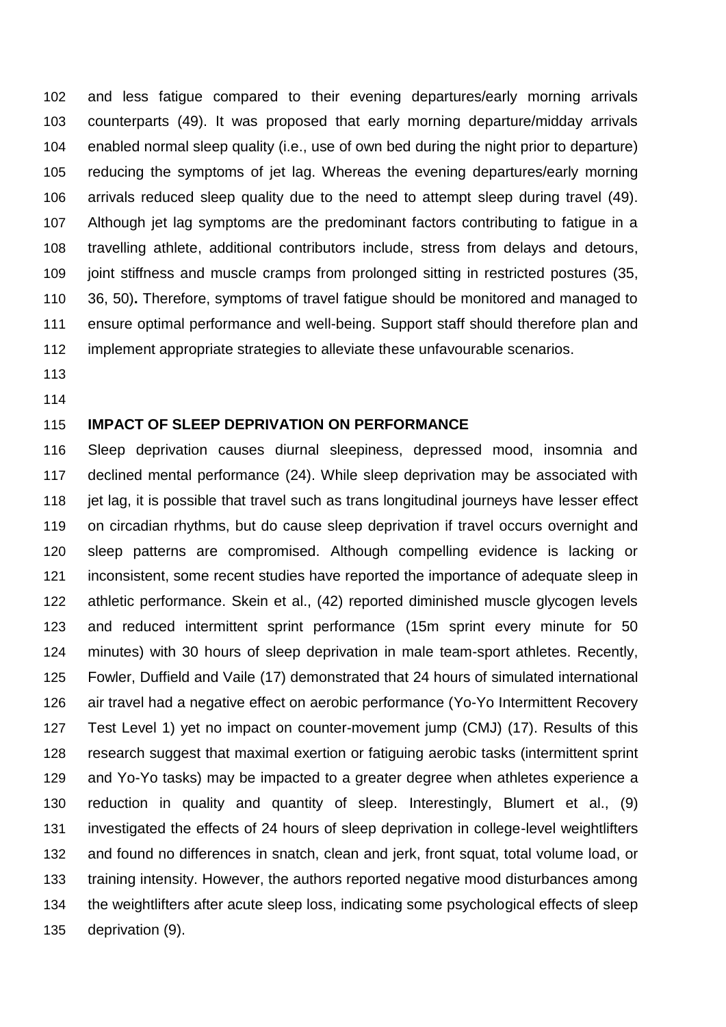and less fatigue compared to their evening departures/early morning arrivals counterparts (49). It was proposed that early morning departure/midday arrivals enabled normal sleep quality (i.e., use of own bed during the night prior to departure) reducing the symptoms of jet lag. Whereas the evening departures/early morning arrivals reduced sleep quality due to the need to attempt sleep during travel (49). Although jet lag symptoms are the predominant factors contributing to fatigue in a travelling athlete, additional contributors include, stress from delays and detours, joint stiffness and muscle cramps from prolonged sitting in restricted postures (35, 36, 50)**.** Therefore, symptoms of travel fatigue should be monitored and managed to ensure optimal performance and well-being. Support staff should therefore plan and implement appropriate strategies to alleviate these unfavourable scenarios.

## IMPACT OF SLEEP DEPRIVATION ON PERFORMANCE

Sleep deprivation causes diurnal sleepiness, depressed mood, insomnia and declined mental performance (24). While sleep deprivation may be associated with jet lag, it is possible that travel such as trans longitudinal journeys have lesser effect on circadian rhythms, but do cause sleep deprivation if travel occurs overnight and sleep patterns are compromised. Although compelling evidence is lacking or inconsistent, some recent studies have reported the importance of adequate sleep in athletic performance. Skein et al., (42) reported diminished muscle glycogen levels and reduced intermittent sprint performance (15m sprint every minute for 50 minutes) with 30 hours of sleep deprivation in male team-sport athletes. Recently, Fowler, Duffield and Vaile (17) demonstrated that 24 hours of simulated international air travel had a negative effect on aerobic performance (Yo-Yo Intermittent Recovery Test Level 1) yet no impact on counter-movement jump (CMJ) (17). Results of this research suggest that maximal exertion or fatiguing aerobic tasks (intermittent sprint and Yo-Yo tasks) may be impacted to a greater degree when athletes experience a reduction in quality and quantity of sleep. Interestingly, Blumert et al., (9) investigated the effects of 24 hours of sleep deprivation in college-level weightlifters and found no differences in snatch, clean and jerk, front squat, total volume load, or training intensity. However, the authors reported negative mood disturbances among the weightlifters after acute sleep loss, indicating some psychological effects of sleep deprivation (9).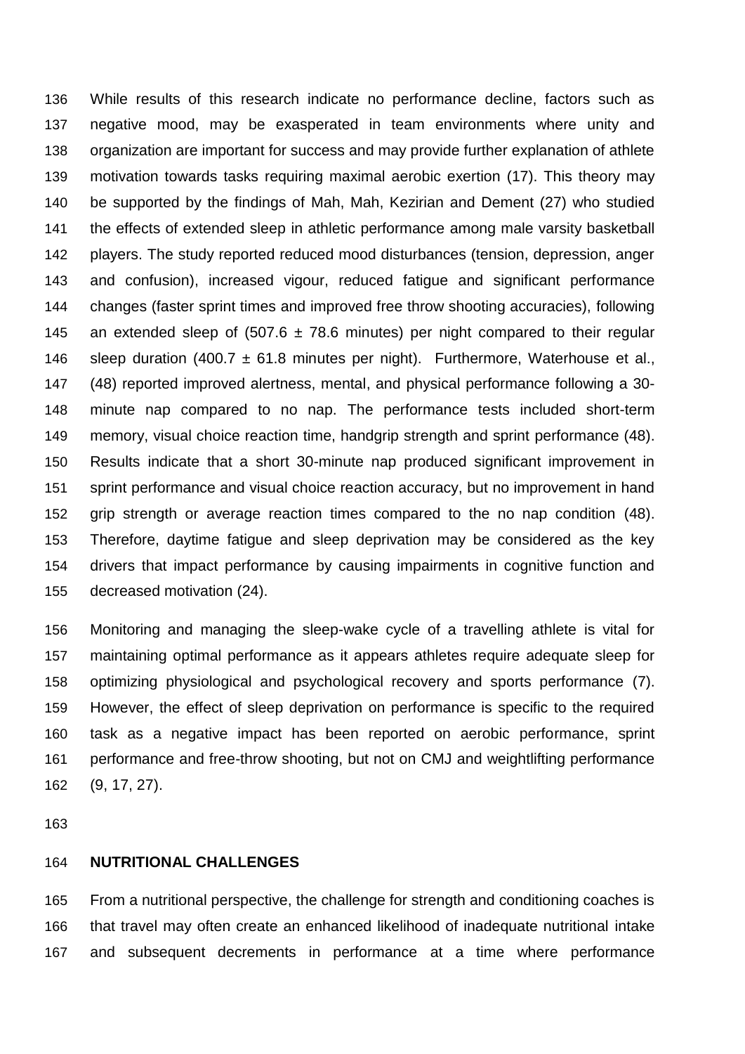While results of this research indicate no performance decline, factors such as negative mood, may be exasperated in team environments where unity and organization are important for success and may provide further explanation of athlete motivation towards tasks requiring maximal aerobic exertion (17). This theory may be supported by the findings of Mah, Mah, Kezirian and Dement (27) who studied the effects of extended sleep in athletic performance among male varsity basketball players. The study reported reduced mood disturbances (tension, depression, anger and confusion), increased vigour, reduced fatigue and significant performance changes (faster sprint times and improved free throw shooting accuracies), following an extended sleep of (507.6 ± 78.6 minutes) per night compared to their regular sleep duration (400.7 ± 61.8 minutes per night). Furthermore, Waterhouse et al., (48) reported improved alertness, mental, and physical performance following a 30-minute nap compared to no nap. The performance tests included short-term memory, visual choice reaction time, handgrip strength and sprint performance (48). Results indicate that a short 30-minute nap produced significant improvement in sprint performance and visual choice reaction accuracy, but no improvement in hand grip strength or average reaction times compared to the no nap condition (48). Therefore, daytime fatigue and sleep deprivation may be considered as the key drivers that impact performance by causing impairments in cognitive function and decreased motivation (24).

Monitoring and managing the sleep-wake cycle of a travelling athlete is vital for maintaining optimal performance as it appears athletes require adequate sleep for optimizing physiological and psychological recovery and sports performance (7). However, the effect of sleep deprivation on performance is specific to the required task as a negative impact has been reported on aerobic performance, sprint performance and free-throw shooting, but not on CMJ and weightlifting performance (9, 17, 27).

## NUTRITIONAL CHALLENGES

From a nutritional perspective, the challenge for strength and conditioning coaches is that travel may often create an enhanced likelihood of inadequate nutritional intake and subsequent decrements in performance at a time where performance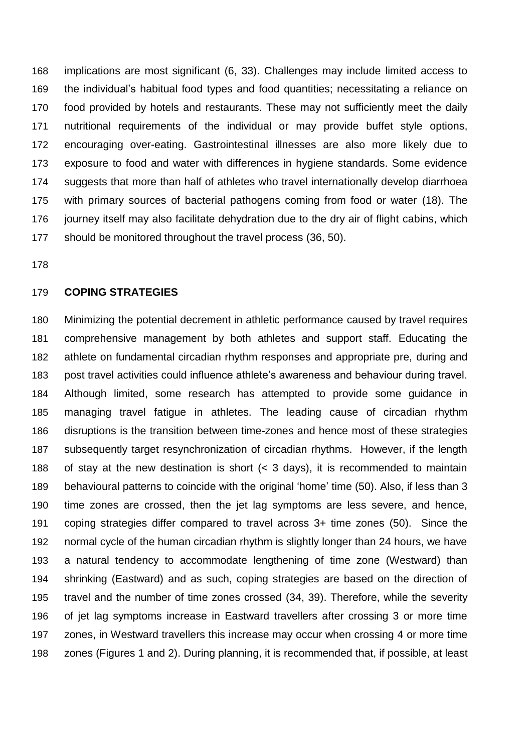implications are most significant (6, 33). Challenges may include limited access to the individual's habitual food types and food quantities; necessitating a reliance on food provided by hotels and restaurants. These may not sufficiently meet the daily nutritional requirements of the individual or may provide buffet style options, encouraging over-eating. Gastrointestinal illnesses are also more likely due to exposure to food and water with differences in hygiene standards. Some evidence suggests that more than half of athletes who travel internationally develop diarrhoea with primary sources of bacterial pathogens coming from food or water (18). The journey itself may also facilitate dehydration due to the dry air of flight cabins, which should be monitored throughout the travel process (36, 50).

## COPING STRATEGIES

Minimizing the potential decrement in athletic performance caused by travel requires comprehensive management by both athletes and support staff. Educating the athlete on fundamental circadian rhythm responses and appropriate pre, during and post travel activities could influence athlete's awareness and behaviour during travel. Although limited, some research has attempted to provide some guidance in managing travel fatigue in athletes. The leading cause of circadian rhythm disruptions is the transition between time-zones and hence most of these strategies subsequently target resynchronization of circadian rhythms. However, if the length of stay at the new destination is short (< 3 days), it is recommended to maintain behavioural patterns to coincide with the original 'home' time (50). Also, if less than 3 time zones are crossed, then the jet lag symptoms are less severe, and hence, coping strategies differ compared to travel across 3+ time zones (50). Since the normal cycle of the human circadian rhythm is slightly longer than 24 hours, we have a natural tendency to accommodate lengthening of time zone (Westward) than shrinking (Eastward) and as such, coping strategies are based on the direction of travel and the number of time zones crossed (34, 39). Therefore, while the severity of jet lag symptoms increase in Eastward travellers after crossing 3 or more time zones, in Westward travellers this increase may occur when crossing 4 or more time zones (Figures 1 and 2). During planning, it is recommended that, if possible, at least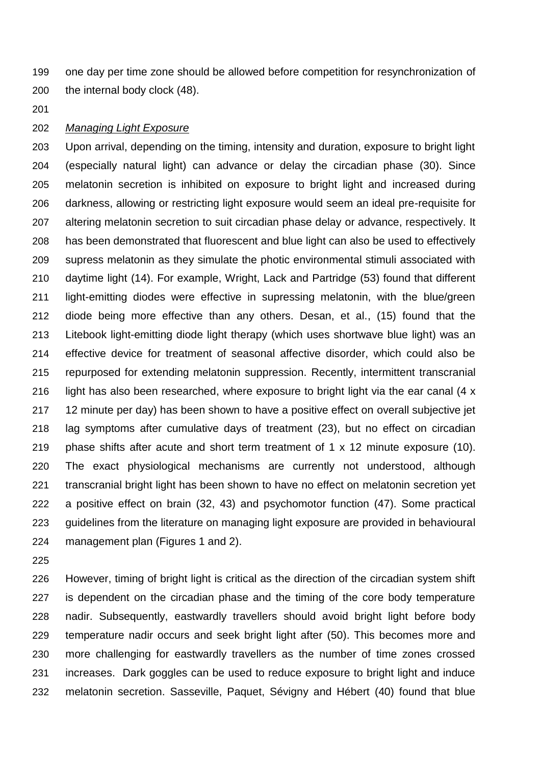one day per time zone should be allowed before competition for resynchronization of the internal body clock (48).

*Managing Light Exposure*

Upon arrival, depending on the timing, intensity and duration, exposure to bright light (especially natural light) can advance or delay the circadian phase (30). Since melatonin secretion is inhibited on exposure to bright light and increased during darkness, allowing or restricting light exposure would seem an ideal pre-requisite for altering melatonin secretion to suit circadian phase delay or advance, respectively. It has been demonstrated that fluorescent and blue light can also be used to effectively supress melatonin as they simulate the photic environmental stimuli associated with daytime light (14). For example, Wright, Lack and Partridge (53) found that different light-emitting diodes were effective in supressing melatonin, with the blue/green diode being more effective than any others. Desan, et al., (15) found that the Litebook light-emitting diode light therapy (which uses shortwave blue light) was an effective device for treatment of seasonal affective disorder, which could also be repurposed for extending melatonin suppression. Recently, intermittent transcranial light has also been researched, where exposure to bright light via the ear canal (4 x 12 minute per day) has been shown to have a positive effect on overall subjective jet lag symptoms after cumulative days of treatment (23), but no effect on circadian phase shifts after acute and short term treatment of 1 x 12 minute exposure (10). The exact physiological mechanisms are currently not understood, although transcranial bright light has been shown to have no effect on melatonin secretion yet a positive effect on brain (32, 43) and psychomotor function (47). Some practical guidelines from the literature on managing light exposure are provided in behavioural management plan (Figures 1 and 2).

However, timing of bright light is critical as the direction of the circadian system shift is dependent on the circadian phase and the timing of the core body temperature nadir. Subsequently, eastwardly travellers should avoid bright light before body temperature nadir occurs and seek bright light after (50). This becomes more and more challenging for eastwardly travellers as the number of time zones crossed increases. Dark goggles can be used to reduce exposure to bright light and induce melatonin secretion. Sasseville, Paquet, Sévigny and Hébert (40) found that blue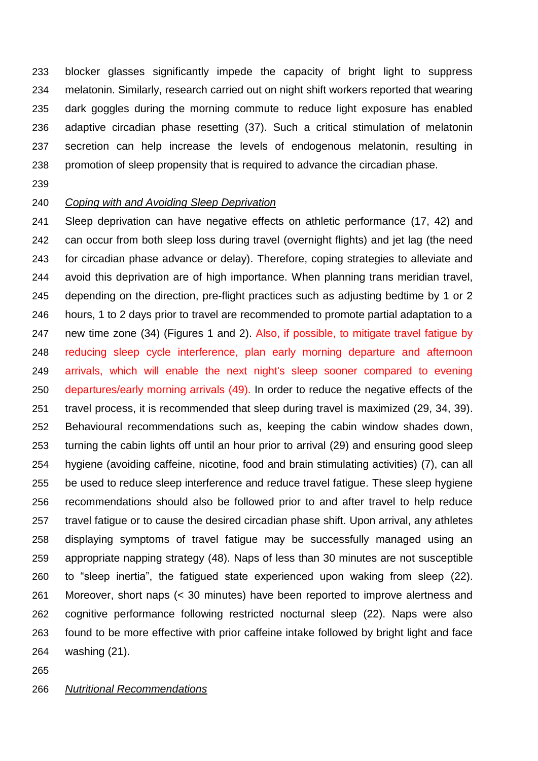blocker glasses significantly impede the capacity of bright light to suppress melatonin. Similarly, research carried out on night shift workers reported that wearing dark goggles during the morning commute to reduce light exposure has enabled adaptive circadian phase resetting (37). Such a critical stimulation of melatonin secretion can help increase the levels of endogenous melatonin, resulting in promotion of sleep propensity that is required to advance the circadian phase.

### *Coping with and Avoiding Sleep Deprivation*

Sleep deprivation can have negative effects on athletic performance (17, 42) and can occur from both sleep loss during travel (overnight flights) and jet lag (the need for circadian phase advance or delay). Therefore, coping strategies to alleviate and avoid this deprivation are of high importance. When planning trans meridian travel, depending on the direction, pre-flight practices such as adjusting bedtime by 1 or 2 hours, 1 to 2 days prior to travel are recommended to promote partial adaptation to a new time zone (34) (Figures 1 and 2). Also, if possible, to mitigate travel fatigue by reducing sleep cycle interference, plan early morning departure and afternoon arrivals, which will enable the next night's sleep sooner compared to evening departures/early morning arrivals (49). In order to reduce the negative effects of the travel process, it is recommended that sleep during travel is maximized (29, 34, 39). Behavioural recommendations such as, keeping the cabin window shades down, turning the cabin lights off until an hour prior to arrival (29) and ensuring good sleep hygiene (avoiding caffeine, nicotine, food and brain stimulating activities) (7), can all be used to reduce sleep interference and reduce travel fatigue. These sleep hygiene recommendations should also be followed prior to and after travel to help reduce travel fatigue or to cause the desired circadian phase shift. Upon arrival, any athletes displaying symptoms of travel fatigue may be successfully managed using an appropriate napping strategy (48). Naps of less than 30 minutes are not susceptible to "sleep inertia", the fatigued state experienced upon waking from sleep (22). Moreover, short naps (< 30 minutes) have been reported to improve alertness and cognitive performance following restricted nocturnal sleep (22). Naps were also found to be more effective with prior caffeine intake followed by bright light and face washing (21).

### *Nutritional Recommendations*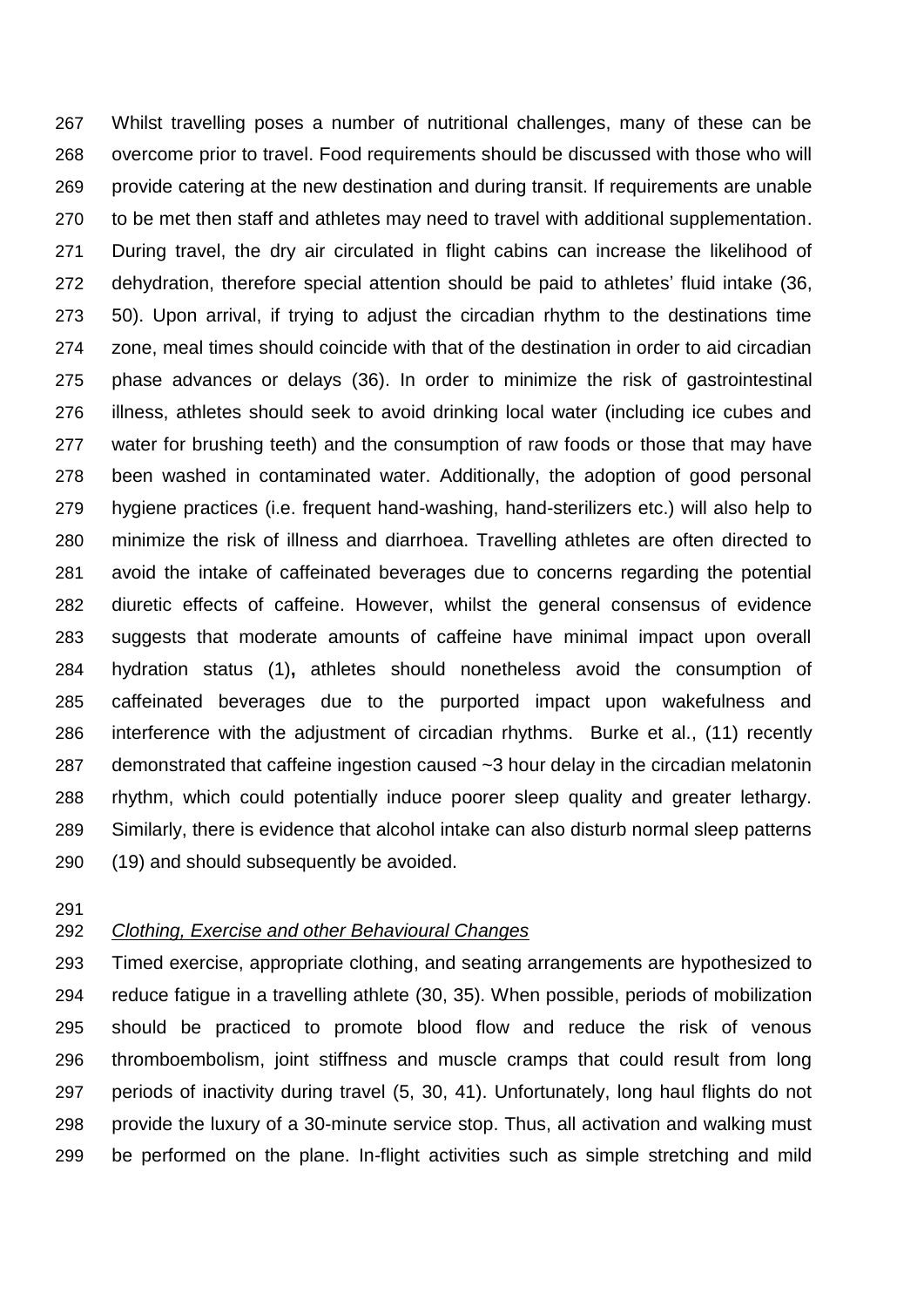Whilst travelling poses a number of nutritional challenges, many of these can be overcome prior to travel. Food requirements should be discussed with those who will provide catering at the new destination and during transit. If requirements are unable to be met then staff and athletes may need to travel with additional supplementation. During travel, the dry air circulated in flight cabins can increase the likelihood of dehydration, therefore special attention should be paid to athletes' fluid intake (36, 50). Upon arrival, if trying to adjust the circadian rhythm to the destinations time zone, meal times should coincide with that of the destination in order to aid circadian phase advances or delays (36). In order to minimize the risk of gastrointestinal illness, athletes should seek to avoid drinking local water (including ice cubes and water for brushing teeth) and the consumption of raw foods or those that may have been washed in contaminated water. Additionally, the adoption of good personal hygiene practices (i.e. frequent hand-washing, hand-sterilizers etc.) will also help to minimize the risk of illness and diarrhoea. Travelling athletes are often directed to avoid the intake of caffeinated beverages due to concerns regarding the potential diuretic effects of caffeine. However, whilst the general consensus of evidence suggests that moderate amounts of caffeine have minimal impact upon overall hydration status (1)**,** athletes should nonetheless avoid the consumption of caffeinated beverages due to the purported impact upon wakefulness and interference with the adjustment of circadian rhythms. Burke et al., (11) recently demonstrated that caffeine ingestion caused ~3 hour delay in the circadian melatonin rhythm, which could potentially induce poorer sleep quality and greater lethargy. Similarly, there is evidence that alcohol intake can also disturb normal sleep patterns (19) and should subsequently be avoided.

*Clothing, Exercise and other Behavioural Changes*

Timed exercise, appropriate clothing, and seating arrangements are hypothesized to reduce fatigue in a travelling athlete (30, 35). When possible, periods of mobilization should be practiced to promote blood flow and reduce the risk of venous thromboembolism, joint stiffness and muscle cramps that could result from long periods of inactivity during travel (5, 30, 41). Unfortunately, long haul flights do not provide the luxury of a 30-minute service stop. Thus, all activation and walking must be performed on the plane. In-flight activities such as simple stretching and mild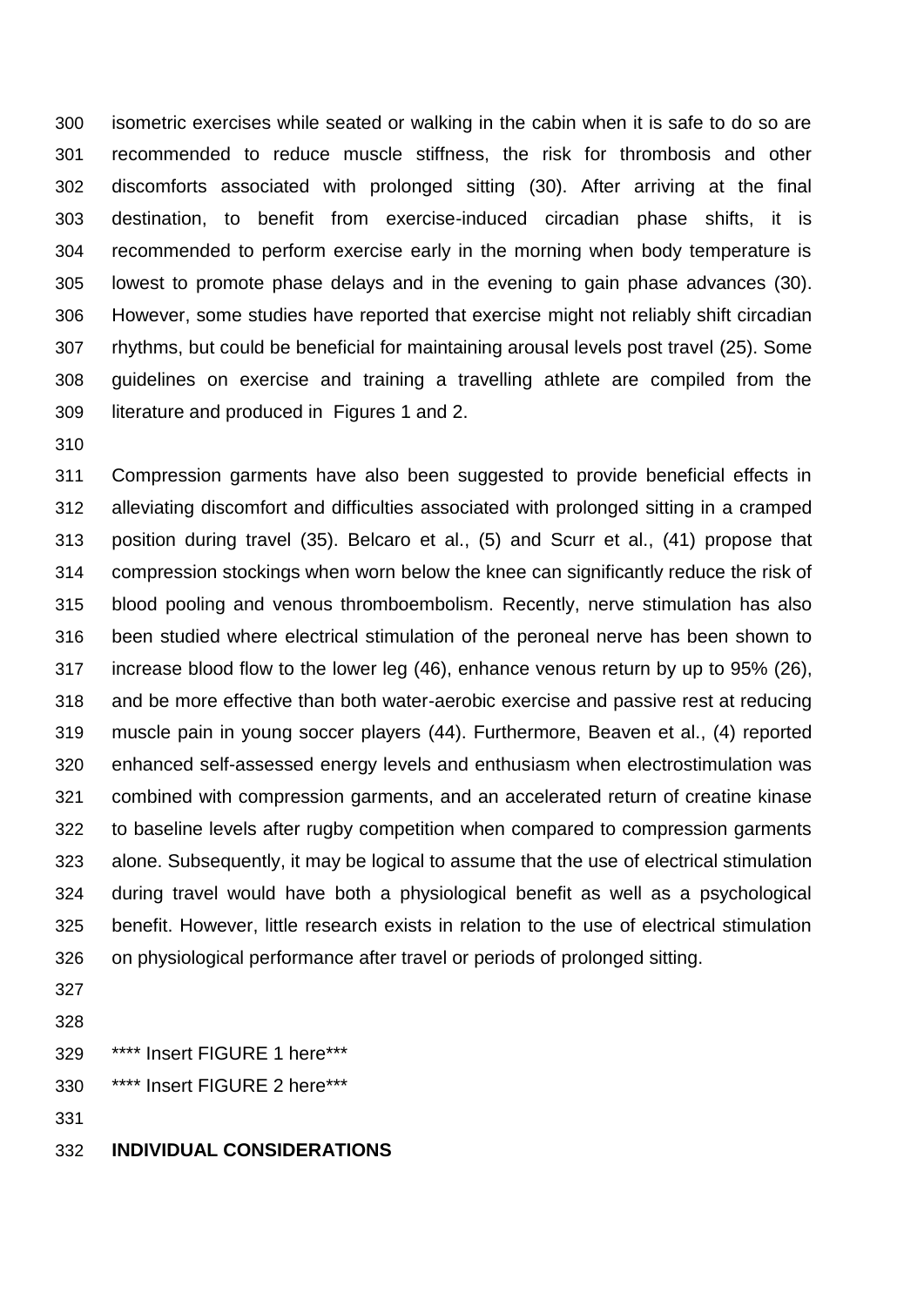isometric exercises while seated or walking in the cabin when it is safe to do so are recommended to reduce muscle stiffness, the risk for thrombosis and other discomforts associated with prolonged sitting (30). After arriving at the final destination, to benefit from exercise-induced circadian phase shifts, it is recommended to perform exercise early in the morning when body temperature is lowest to promote phase delays and in the evening to gain phase advances (30). However, some studies have reported that exercise might not reliably shift circadian rhythms, but could be beneficial for maintaining arousal levels post travel (25). Some guidelines on exercise and training a travelling athlete are compiled from the literature and produced in Figures 1 and 2.

Compression garments have also been suggested to provide beneficial effects in alleviating discomfort and difficulties associated with prolonged sitting in a cramped position during travel (35). Belcaro et al., (5) and Scurr et al., (41) propose that compression stockings when worn below the knee can significantly reduce the risk of blood pooling and venous thromboembolism. Recently, nerve stimulation has also been studied where electrical stimulation of the peroneal nerve has been shown to increase blood flow to the lower leg (46), enhance venous return by up to 95% (26), and be more effective than both water-aerobic exercise and passive rest at reducing muscle pain in young soccer players (44). Furthermore, Beaven et al., (4) reported enhanced self-assessed energy levels and enthusiasm when electrostimulation was combined with compression garments, and an accelerated return of creatine kinase to baseline levels after rugby competition when compared to compression garments alone. Subsequently, it may be logical to assume that the use of electrical stimulation during travel would have both a physiological benefit as well as a psychological benefit. However, little research exists in relation to the use of electrical stimulation on physiological performance after travel or periods of prolonged sitting.

**** Insert FIGURE 1 here***

**** Insert FIGURE 2 here***

## INDIVIDUAL CONSIDERATIONS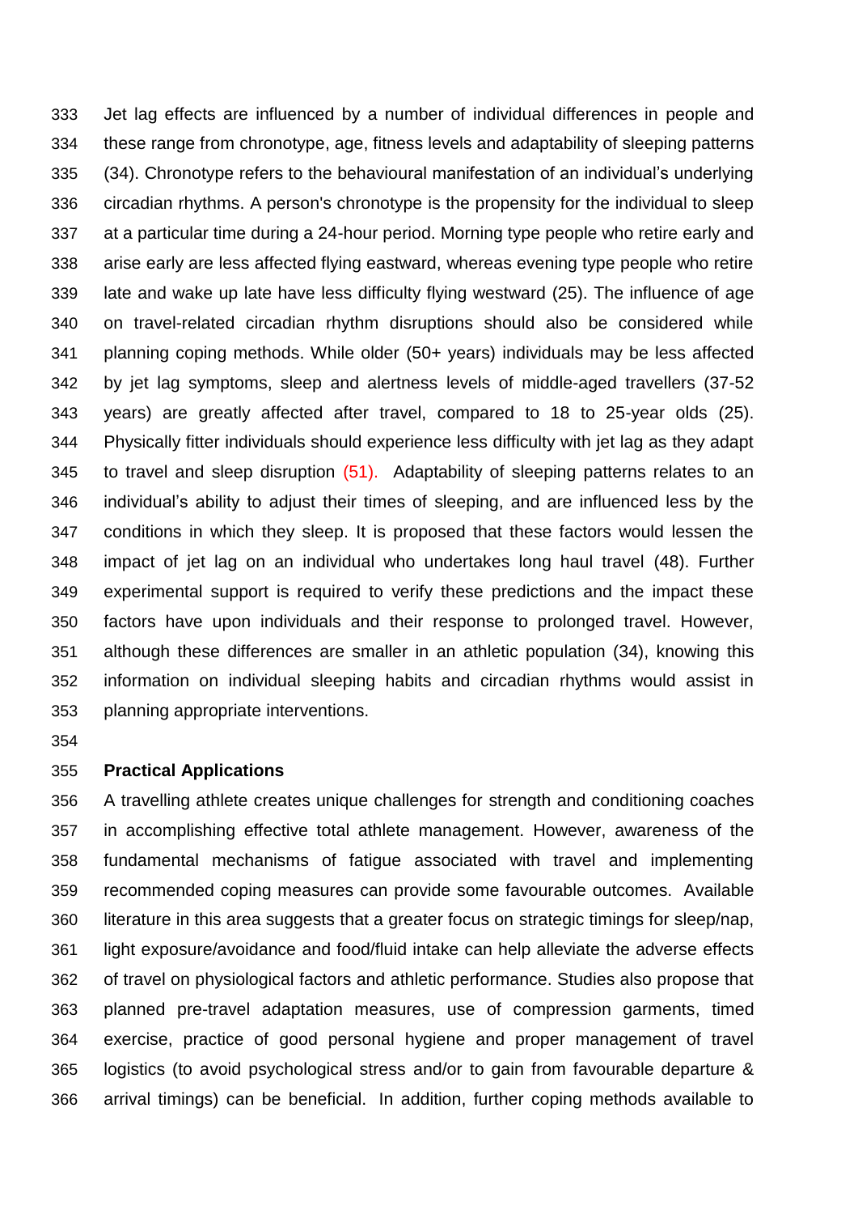Jet lag effects are influenced by a number of individual differences in people and these range from chronotype, age, fitness levels and adaptability of sleeping patterns (34). Chronotype refers to the behavioural manifestation of an individual's underlying circadian rhythms. A person's chronotype is the propensity for the individual to sleep at a particular time during a 24-hour period. Morning type people who retire early and arise early are less affected flying eastward, whereas evening type people who retire late and wake up late have less difficulty flying westward (25). The influence of age on travel-related circadian rhythm disruptions should also be considered while planning coping methods. While older (50+ years) individuals may be less affected by jet lag symptoms, sleep and alertness levels of middle-aged travellers (37-52 years) are greatly affected after travel, compared to 18 to 25-year olds (25). Physically fitter individuals should experience less difficulty with jet lag as they adapt to travel and sleep disruption (51). Adaptability of sleeping patterns relates to an individual's ability to adjust their times of sleeping, and are influenced less by the conditions in which they sleep. It is proposed that these factors would lessen the impact of jet lag on an individual who undertakes long haul travel (48). Further experimental support is required to verify these predictions and the impact these factors have upon individuals and their response to prolonged travel. However, although these differences are smaller in an athletic population (34), knowing this information on individual sleeping habits and circadian rhythms would assist in planning appropriate interventions.

## Practical Applications

A travelling athlete creates unique challenges for strength and conditioning coaches in accomplishing effective total athlete management. However, awareness of the fundamental mechanisms of fatigue associated with travel and implementing recommended coping measures can provide some favourable outcomes. Available literature in this area suggests that a greater focus on strategic timings for sleep/nap, light exposure/avoidance and food/fluid intake can help alleviate the adverse effects of travel on physiological factors and athletic performance. Studies also propose that planned pre-travel adaptation measures, use of compression garments, timed exercise, practice of good personal hygiene and proper management of travel logistics (to avoid psychological stress and/or to gain from favourable departure & arrival timings) can be beneficial. In addition, further coping methods available to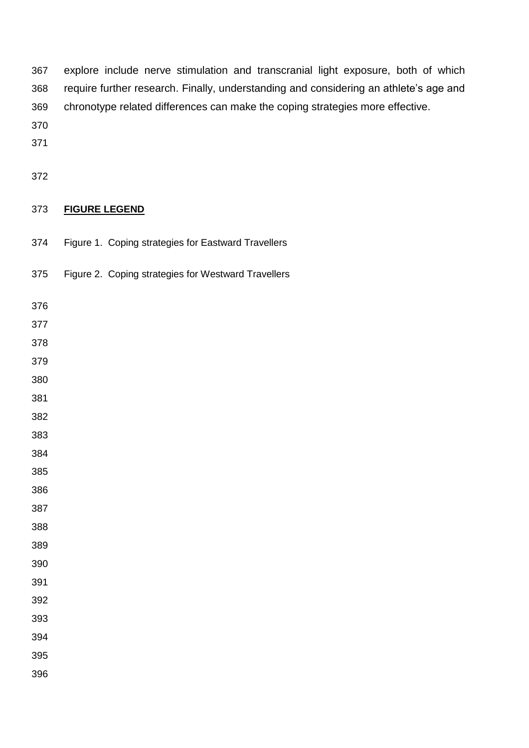explore include nerve stimulation and transcranial light exposure, both of which require further research. Finally, understanding and considering an athlete's age and chronotype related differences can make the coping strategies more effective.

## FIGURE LEGEND

Figure 1. Coping strategies for Eastward Travellers

Figure 2. Coping strategies for Westward Travellers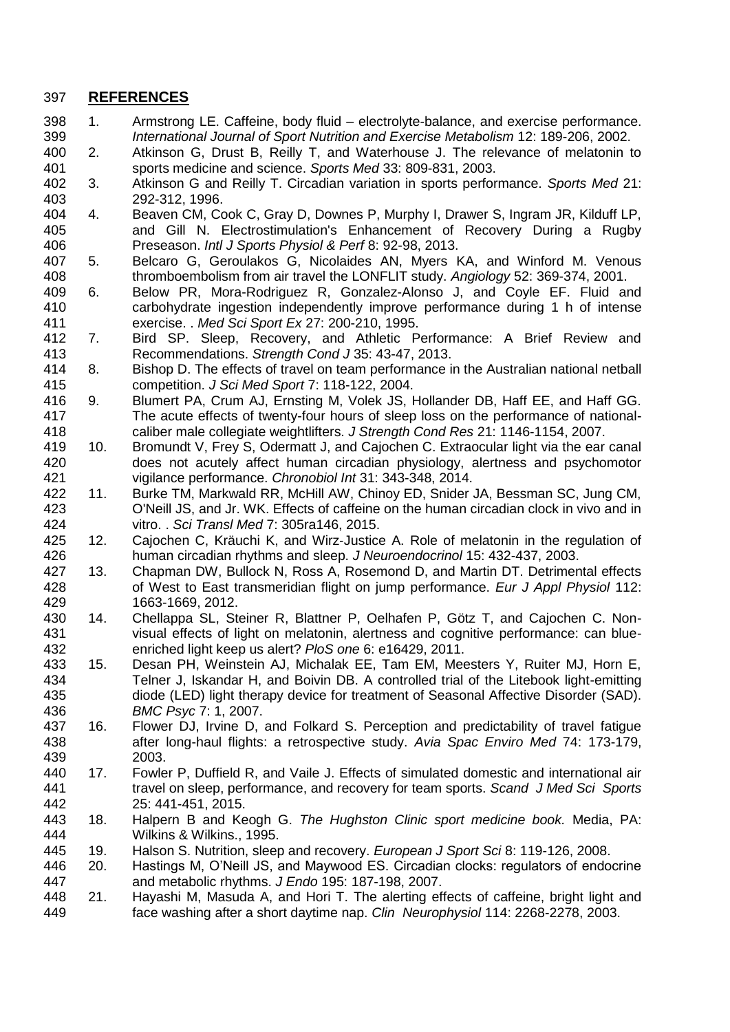## **REFERENCES**

1. Armstrong LE. Caffeine, body fluid – electrolyte-balance, and exercise performance. *International Journal of Sport Nutrition and Exercise Metabolism* 12: 189-206, 2002.
2. Atkinson G, Drust B, Reilly T, and Waterhouse J. The relevance of melatonin to sports medicine and science. *Sports Med* 33: 809-831, 2003.
3. Atkinson G and Reilly T. Circadian variation in sports performance. *Sports Med* 21: 292-312, 1996.
4. Beaven CM, Cook C, Gray D, Downes P, Murphy I, Drawer S, Ingram JR, Kilduff LP, and Gill N. Electrostimulation's Enhancement of Recovery During a Rugby Preseason. *Intl J Sports Physiol & Perf* 8: 92-98, 2013.
5. Belcaro G, Geroulakos G, Nicolaides AN, Myers KA, and Winford M. Venous thromboembolism from air travel the LONFLIT study. *Angiology* 52: 369-374, 2001.
6. Below PR, Mora-Rodriguez R, Gonzalez-Alonso J, and Coyle EF. Fluid and carbohydrate ingestion independently improve performance during 1 h of intense exercise. . *Med Sci Sport Ex* 27: 200-210, 1995.
7. Bird SP. Sleep, Recovery, and Athletic Performance: A Brief Review and Recommendations. *Strength Cond J* 35: 43-47, 2013.
8. Bishop D. The effects of travel on team performance in the Australian national netball competition. *J Sci Med Sport* 7: 118-122, 2004.
9. Blumert PA, Crum AJ, Ernsting M, Volek JS, Hollander DB, Haff EE, and Haff GG. The acute effects of twenty-four hours of sleep loss on the performance of national-caliber male collegiate weightlifters. *J Strength Cond Res* 21: 1146-1154, 2007.
10. Bromundt V, Frey S, Odermatt J, and Cajochen C. Extraocular light via the ear canal does not acutely affect human circadian physiology, alertness and psychomotor vigilance performance. *Chronobiol Int* 31: 343-348, 2014.
11. Burke TM, Markwald RR, McHill AW, Chinoy ED, Snider JA, Bessman SC, Jung CM, O'Neill JS, and Jr. WK. Effects of caffeine on the human circadian clock in vivo and in vitro. . *Sci Transl Med* 7: 305ra146, 2015.
12. Cajochen C, Kräuchi K, and Wirz-Justice A. Role of melatonin in the regulation of human circadian rhythms and sleep. *J Neuroendocrinol* 15: 432-437, 2003.
13. Chapman DW, Bullock N, Ross A, Rosemond D, and Martin DT. Detrimental effects of West to East transmeridian flight on jump performance. *Eur J Appl Physiol* 112: 1663-1669, 2012.
14. Chellappa SL, Steiner R, Blattner P, Oelhafen P, Götz T, and Cajochen C. Non-visual effects of light on melatonin, alertness and cognitive performance: can blue-enriched light keep us alert? *PloS one* 6: e16429, 2011.
15. Desan PH, Weinstein AJ, Michalak EE, Tam EM, Meesters Y, Ruiter MJ, Horn E, Telner J, Iskandar H, and Boivin DB. A controlled trial of the Litebook light-emitting diode (LED) light therapy device for treatment of Seasonal Affective Disorder (SAD). *BMC Psyc* 7: 1, 2007.
16. Flower DJ, Irvine D, and Folkard S. Perception and predictability of travel fatigue after long-haul flights: a retrospective study. *Avia Spac Enviro Med* 74: 173-179, 2003.
17. Fowler P, Duffield R, and Vaile J. Effects of simulated domestic and international air travel on sleep, performance, and recovery for team sports. *Scand J Med Sci Sports* 25: 441-451, 2015.
18. Halpern B and Keogh G. *The Hughston Clinic sport medicine book.* Media, PA: Wilkins & Wilkins., 1995.
19. Halson S. Nutrition, sleep and recovery. *European J Sport Sci* 8: 119-126, 2008.
20. Hastings M, O'Neill JS, and Maywood ES. Circadian clocks: regulators of endocrine and metabolic rhythms. *J Endo* 195: 187-198, 2007.
21. Hayashi M, Masuda A, and Hori T. The alerting effects of caffeine, bright light and face washing after a short daytime nap. *Clin Neurophysiol* 114: 2268-2278, 2003.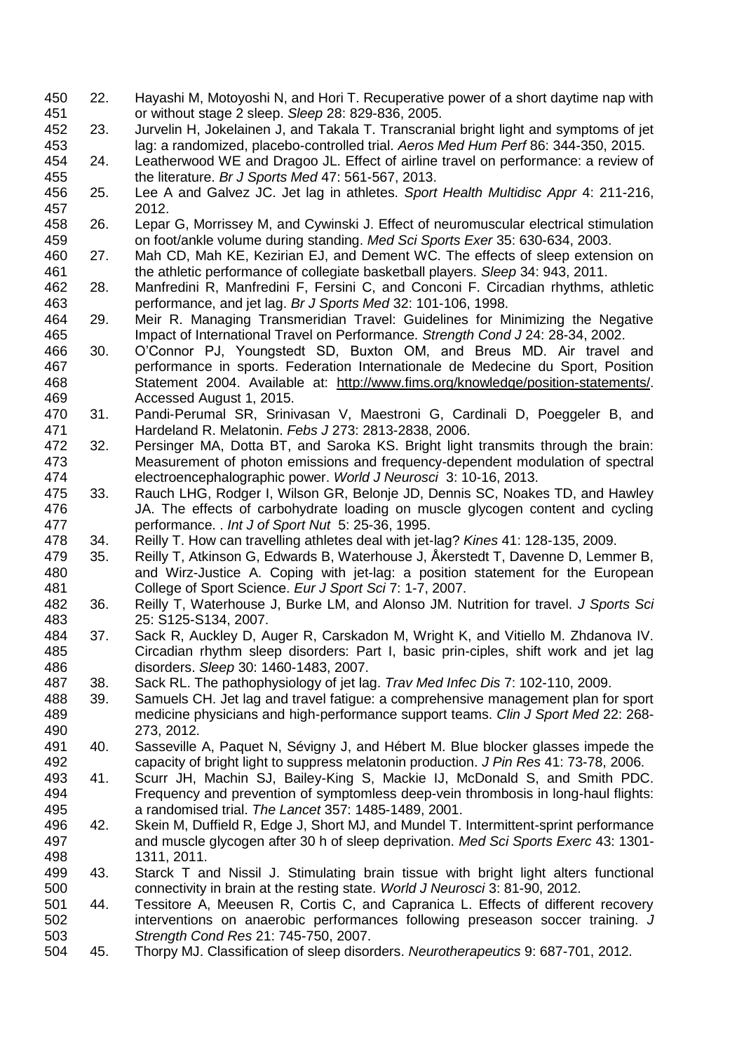22. Hayashi M, Motoyoshi N, and Hori T. Recuperative power of a short daytime nap with or without stage 2 sleep. *Sleep* 28: 829-836, 2005.
23. Jurvelin H, Jokelainen J, and Takala T. Transcranial bright light and symptoms of jet lag: a randomized, placebo-controlled trial. *Aeros Med Hum Perf* 86: 344-350, 2015.
24. Leatherwood WE and Dragoo JL. Effect of airline travel on performance: a review of the literature. *Br J Sports Med* 47: 561-567, 2013.
25. Lee A and Galvez JC. Jet lag in athletes. *Sport Health Multidisc Appr* 4: 211-216, 2012.
26. Lepar G, Morrissey M, and Cywinski J. Effect of neuromuscular electrical stimulation on foot/ankle volume during standing. *Med Sci Sports Exer* 35: 630-634, 2003.
27. Mah CD, Mah KE, Kezirian EJ, and Dement WC. The effects of sleep extension on the athletic performance of collegiate basketball players. *Sleep* 34: 943, 2011.
28. Manfredini R, Manfredini F, Fersini C, and Conconi F. Circadian rhythms, athletic performance, and jet lag. *Br J Sports Med* 32: 101-106, 1998.
29. Meir R. Managing Transmeridian Travel: Guidelines for Minimizing the Negative Impact of International Travel on Performance. *Strength Cond J* 24: 28-34, 2002.
30. O'Connor PJ, Youngstedt SD, Buxton OM, and Breus MD. Air travel and performance in sports. Federation Internationale de Medecine du Sport, Position Statement 2004. Available at: http://www.fims.org/knowledge/position-statements/. Accessed August 1, 2015.
31. Pandi-Perumal SR, Srinivasan V, Maestroni G, Cardinali D, Poeggeler B, and Hardeland R. Melatonin. *Febs J* 273: 2813-2838, 2006.
32. Persinger MA, Dotta BT, and Saroka KS. Bright light transmits through the brain: Measurement of photon emissions and frequency-dependent modulation of spectral electroencephalographic power. *World J Neurosci* 3: 10-16, 2013.
33. Rauch LHG, Rodger I, Wilson GR, Belonje JD, Dennis SC, Noakes TD, and Hawley JA. The effects of carbohydrate loading on muscle glycogen content and cycling performance. . *Int J of Sport Nut* 5: 25-36, 1995.
34. Reilly T. How can travelling athletes deal with jet-lag? *Kines* 41: 128-135, 2009.
35. Reilly T, Atkinson G, Edwards B, Waterhouse J, Åkerstedt T, Davenne D, Lemmer B, and Wirz-Justice A. Coping with jet-lag: a position statement for the European College of Sport Science. *Eur J Sport Sci* 7: 1-7, 2007.
36. Reilly T, Waterhouse J, Burke LM, and Alonso JM. Nutrition for travel. *J Sports Sci* 25: S125-S134, 2007.
37. Sack R, Auckley D, Auger R, Carskadon M, Wright K, and Vitiello M. Zhdanova IV. Circadian rhythm sleep disorders: Part I, basic prin-ciples, shift work and jet lag disorders. *Sleep* 30: 1460-1483, 2007.
38. Sack RL. The pathophysiology of jet lag. *Trav Med Infec Dis* 7: 102-110, 2009.
39. Samuels CH. Jet lag and travel fatigue: a comprehensive management plan for sport medicine physicians and high-performance support teams. *Clin J Sport Med* 22: 268-273, 2012.
40. Sasseville A, Paquet N, Sévigny J, and Hébert M. Blue blocker glasses impede the capacity of bright light to suppress melatonin production. *J Pin Res* 41: 73-78, 2006.
41. Scurr JH, Machin SJ, Bailey-King S, Mackie IJ, McDonald S, and Smith PDC. Frequency and prevention of symptomless deep-vein thrombosis in long-haul flights: a randomised trial. *The Lancet* 357: 1485-1489, 2001.
42. Skein M, Duffield R, Edge J, Short MJ, and Mundel T. Intermittent-sprint performance and muscle glycogen after 30 h of sleep deprivation. *Med Sci Sports Exerc* 43: 1301-1311, 2011.
43. Starck T and Nissil J. Stimulating brain tissue with bright light alters functional connectivity in brain at the resting state. *World J Neurosci* 3: 81-90, 2012.
44. Tessitore A, Meeusen R, Cortis C, and Capranica L. Effects of different recovery interventions on anaerobic performances following preseason soccer training. *J Strength Cond Res* 21: 745-750, 2007.
45. Thorpy MJ. Classification of sleep disorders. *Neurotherapeutics* 9: 687-701, 2012.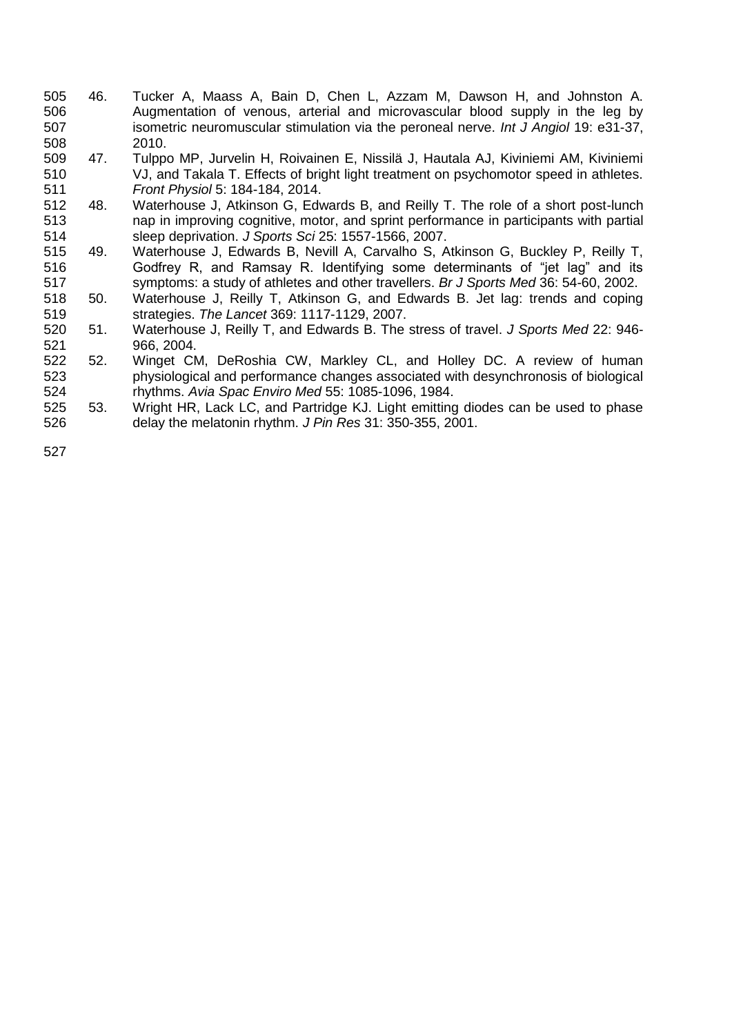46. Tucker A, Maass A, Bain D, Chen L, Azzam M, Dawson H, and Johnston A. Augmentation of venous, arterial and microvascular blood supply in the leg by isometric neuromuscular stimulation via the peroneal nerve. *Int J Angiol* 19: e31-37, 2010.
47. Tulppo MP, Jurvelin H, Roivainen E, Nissilä J, Hautala AJ, Kiviniemi AM, Kiviniemi VJ, and Takala T. Effects of bright light treatment on psychomotor speed in athletes. *Front Physiol* 5: 184-184, 2014.
48. Waterhouse J, Atkinson G, Edwards B, and Reilly T. The role of a short post-lunch nap in improving cognitive, motor, and sprint performance in participants with partial sleep deprivation. *J Sports Sci* 25: 1557-1566, 2007.
49. Waterhouse J, Edwards B, Nevill A, Carvalho S, Atkinson G, Buckley P, Reilly T, Godfrey R, and Ramsay R. Identifying some determinants of "jet lag" and its symptoms: a study of athletes and other travellers. *Br J Sports Med* 36: 54-60, 2002.
50. Waterhouse J, Reilly T, Atkinson G, and Edwards B. Jet lag: trends and coping strategies. *The Lancet* 369: 1117-1129, 2007.
51. Waterhouse J, Reilly T, and Edwards B. The stress of travel. *J Sports Med* 22: 946-966, 2004.
52. Winget CM, DeRoshia CW, Markley CL, and Holley DC. A review of human physiological and performance changes associated with desynchronosis of biological rhythms. *Avia Spac Enviro Med* 55: 1085-1096, 1984.
53. Wright HR, Lack LC, and Partridge KJ. Light emitting diodes can be used to phase delay the melatonin rhythm. *J Pin Res* 31: 350-355, 2001.